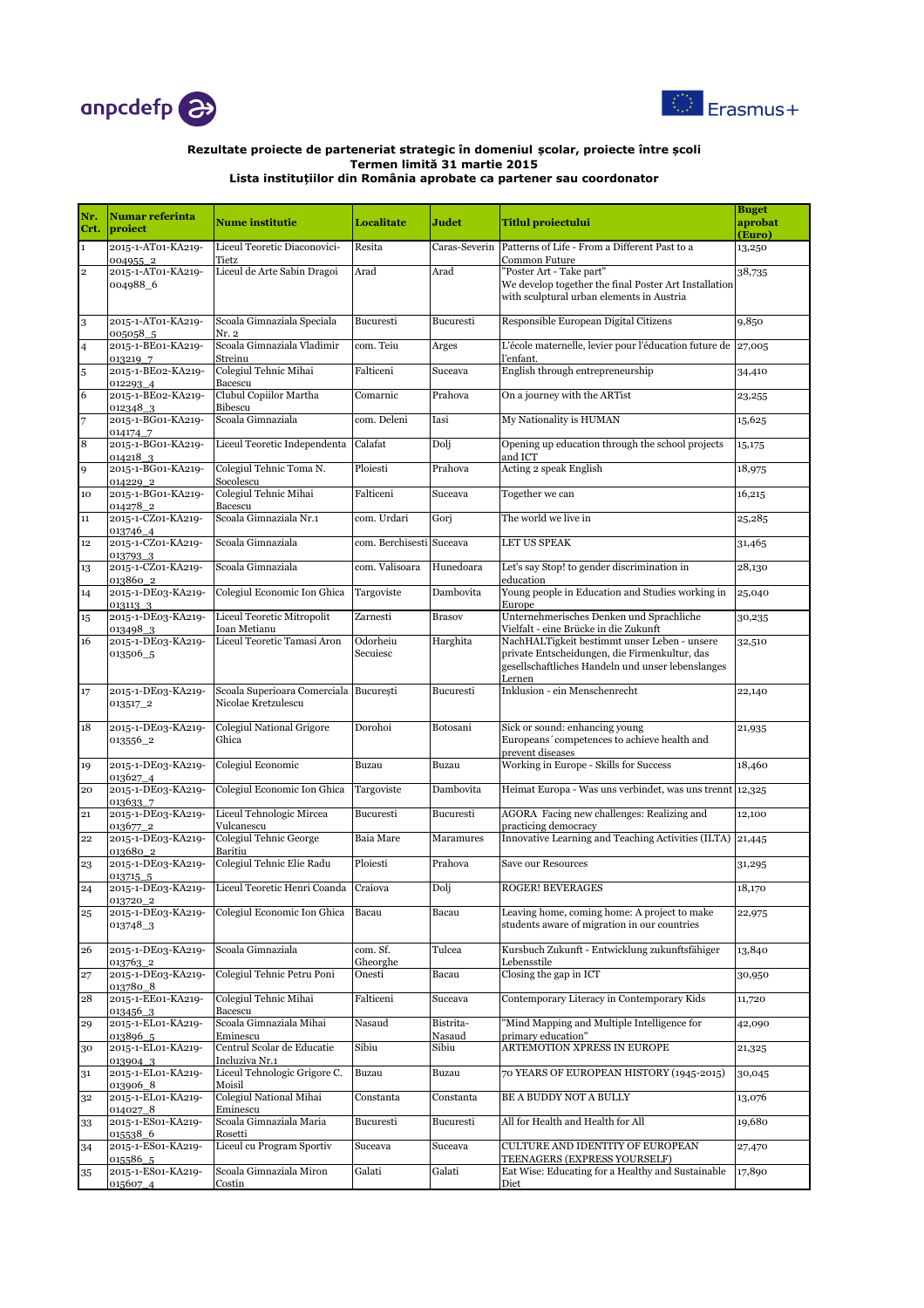**Rezultate proiecte de parteneriat strategic în domeniul școlar, proiecte între școli**
**Termen limită 31 martie 2015**
**Lista instituțiilor din România aprobate ca partener sau coordonator**

| Nr. Crt. | Numar referinta proiect | Nume institutie | Localitate | Judet | Titlul proiectului | Buget aprobat (Euro) |
|---|---|---|---|---|---|---|
| 1 | 2015-1-AT01-KA219-004955_2 | Liceul Teoretic Diaconovici-Tietz | Resita | Caras-Severin | Patterns of Life - From a Different Past to a Common Future | 13,250 |
| 2 | 2015-1-AT01-KA219-004988_6 | Liceul de Arte Sabin Dragoi | Arad | Arad | "Poster Art - Take part" We develop together the final Poster Art Installation with sculptural urban elements in Austria | 38,735 |
| 3 | 2015-1-AT01-KA219-005058_5 | Scoala Gimnaziala Speciala Nr. 2 | Bucuresti | Bucuresti | Responsible European Digital Citizens | 9,850 |
| 4 | 2015-1-BE01-KA219-013219_7 | Scoala Gimnaziala Vladimir Streinu | com. Teiu | Arges | L'école maternelle, levier pour l'éducation future de l'enfant. | 27,005 |
| 5 | 2015-1-BE02-KA219-012293_4 | Colegiul Tehnic Mihai Bacescu | Falticeni | Suceava | English through entrepreneurship | 34,410 |
| 6 | 2015-1-BE02-KA219-012348_3 | Clubul Copiilor Martha Bibescu | Comarnic | Prahova | On a journey with the ARTist | 23,255 |
| 7 | 2015-1-BG01-KA219-014174_7 | Scoala Gimnaziala | com. Deleni | Iasi | My Nationality is HUMAN | 15,625 |
| 8 | 2015-1-BG01-KA219-014218_3 | Liceul Teoretic Independenta | Calafat | Dolj | Opening up education through the school projects and ICT | 15,175 |
| 9 | 2015-1-BG01-KA219-014229_2 | Colegiul Tehnic Toma N. Socolescu | Ploiesti | Prahova | Acting 2 speak English | 18,975 |
| 10 | 2015-1-BG01-KA219-014278_2 | Colegiul Tehnic Mihai Bacescu | Falticeni | Suceava | Together we can | 16,215 |
| 11 | 2015-1-CZ01-KA219-013746_4 | Scoala Gimnaziala Nr.1 | com. Urdari | Gorj | The world we live in | 25,285 |
| 12 | 2015-1-CZ01-KA219-013793_3 | Scoala Gimnaziala | com. Berchisesti | Suceava | LET US SPEAK | 31,465 |
| 13 | 2015-1-CZ01-KA219-013860_2 | Scoala Gimnaziala | com. Valisoara | Hunedoara | Let's say Stop! to gender discrimination in education | 28,130 |
| 14 | 2015-1-DE03-KA219-013113_3 | Colegiul Economic Ion Ghica | Targoviste | Dambovita | Young people in Education and Studies working in Europe | 25,040 |
| 15 | 2015-1-DE03-KA219-013498_3 | Liceul Teoretic Mitropolit Ioan Metianu | Zarnesti | Brasov | Unternehmerisches Denken und Sprachliche Vielfalt - eine Brücke in die Zukunft | 30,235 |
| 16 | 2015-1-DE03-KA219-013506_5 | Liceul Teoretic Tamasi Aron | Odorheiu Secuiesc | Harghita | NachHALTigkeit bestimmt unser Leben - unsere private Entscheidungen, die Firmenkultur, das gesellschaftliches Handeln und unser lebenslanges Lernen | 32,510 |
| 17 | 2015-1-DE03-KA219-013517_2 | Scoala Superioara Comerciala Nicolae Kretzulescu | București | Bucuresti | Inklusion - ein Menschenrecht | 22,140 |
| 18 | 2015-1-DE03-KA219-013556_2 | Colegiul National Grigore Ghica | Dorohoi | Botosani | Sick or sound: enhancing young Europeans´competences to achieve health and prevent diseases | 21,935 |
| 19 | 2015-1-DE03-KA219-013627_4 | Colegiul Economic | Buzau | Buzau | Working in Europe - Skills for Success | 18,460 |
| 20 | 2015-1-DE03-KA219-013633_7 | Colegiul Economic Ion Ghica | Targoviste | Dambovita | Heimat Europa - Was uns verbindet, was uns trennt | 12,325 |
| 21 | 2015-1-DE03-KA219-013677_2 | Liceul Tehnologic Mircea Vulcanescu | Bucuresti | Bucuresti | AGORA Facing new challenges: Realizing and practicing democracy | 12,100 |
| 22 | 2015-1-DE03-KA219-013680_2 | Colegiul Tehnic George Baritiu | Baia Mare | Maramures | Innovative Learning and Teaching Activities (ILTA) | 21,445 |
| 23 | 2015-1-DE03-KA219-013715_5 | Colegiul Tehnic Elie Radu | Ploiesti | Prahova | Save our Resources | 31,295 |
| 24 | 2015-1-DE03-KA219-013720_2 | Liceul Teoretic Henri Coanda | Craiova | Dolj | ROGER! BEVERAGES | 18,170 |
| 25 | 2015-1-DE03-KA219-013748_3 | Colegiul Economic Ion Ghica | Bacau | Bacau | Leaving home, coming home: A project to make students aware of migration in our countries | 22,975 |
| 26 | 2015-1-DE03-KA219-013763_2 | Scoala Gimnaziala | com. Sf. Gheorghe | Tulcea | Kursbuch Zukunft - Entwicklung zukunftsfähiger Lebensstile | 13,840 |
| 27 | 2015-1-DE03-KA219-013780_8 | Colegiul Tehnic Petru Poni | Onesti | Bacau | Closing the gap in ICT | 30,950 |
| 28 | 2015-1-EE01-KA219-013456_3 | Colegiul Tehnic Mihai Bacescu | Falticeni | Suceava | Contemporary Literacy in Contemporary Kids | 11,720 |
| 29 | 2015-1-EL01-KA219-013896_5 | Scoala Gimnaziala Mihai Eminescu | Nasaud | Bistrita-Nasaud | "Mind Mapping and Multiple Intelligence for primary education" | 42,090 |
| 30 | 2015-1-EL01-KA219-013904_3 | Centrul Scolar de Educatie Incluziva Nr.1 | Sibiu | Sibiu | ARTEMOTION XPRESS IN EUROPE | 21,325 |
| 31 | 2015-1-EL01-KA219-013906_8 | Liceul Tehnologic Grigore C. Moisil | Buzau | Buzau | 70 YEARS OF EUROPEAN HISTORY (1945-2015) | 30,045 |
| 32 | 2015-1-EL01-KA219-014027_8 | Colegiul National Mihai Eminescu | Constanta | Constanta | BE A BUDDY NOT A BULLY | 13,076 |
| 33 | 2015-1-ES01-KA219-015538_6 | Scoala Gimnaziala Maria Rosetti | Bucuresti | Bucuresti | All for Health and Health for All | 19,680 |
| 34 | 2015-1-ES01-KA219-015586_5 | Liceul cu Program Sportiv | Suceava | Suceava | CULTURE AND IDENTITY OF EUROPEAN TEENAGERS (EXPRESS YOURSELF) | 27,470 |
| 35 | 2015-1-ES01-KA219-015607_4 | Scoala Gimnaziala Miron Costin | Galati | Galati | Eat Wise: Educating for a Healthy and Sustainable Diet | 17,890 |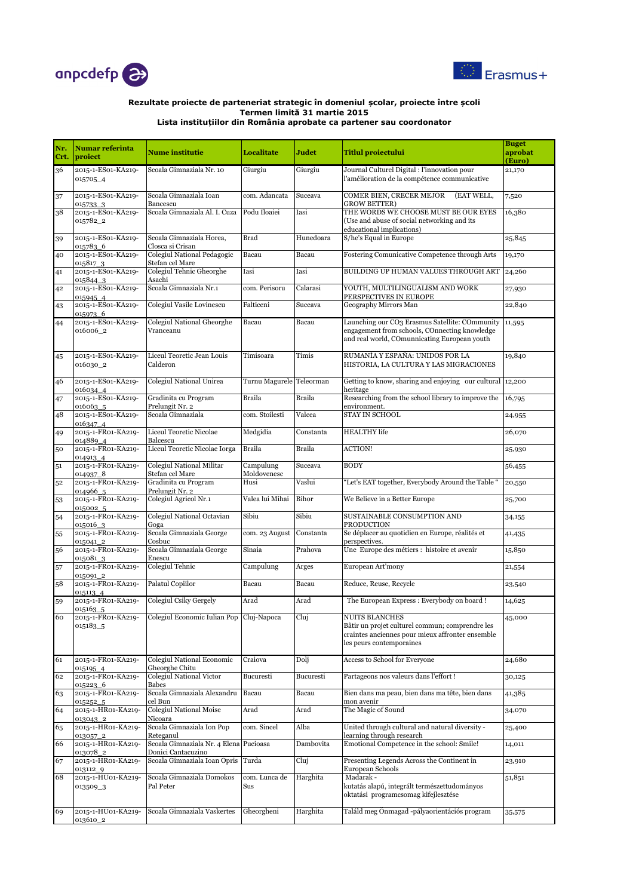**Rezultate proiecte de parteneriat strategic în domeniul școlar, proiecte între școli**
**Termen limită 31 martie 2015**
**Lista instituțiilor din România aprobate ca partener sau coordonator**

| Nr. Crt. | Numar referinta proiect | Nume institutie | Localitate | Judet | Titlul proiectului | Buget aprobat (Euro) |
|---|---|---|---|---|---|---|
| 36 | 2015-1-ES01-KA219-015705_4 | Scoala Gimnaziala Nr. 10 | Giurgiu | Giurgiu | Journal Culturel Digital : l'innovation pour l'amélioration de la compétence communicative | 21,170 |
| 37 | 2015-1-ES01-KA219-015733_3 | Scoala Gimnaziala Ioan Bancescu | com. Adancata | Suceava | COMER BIEN, CRECER MEJOR (EAT WELL, GROW BETTER) | 7,520 |
| 38 | 2015-1-ES01-KA219-015782_2 | Scoala Gimnaziala Al. I. Cuza | Podu Iloaiei | Iasi | THE WORDS WE CHOOSE MUST BE OUR EYES (Use and abuse of social networking and its educational implications) | 16,380 |
| 39 | 2015-1-ES01-KA219-015783_6 | Scoala Gimnaziala Horea, Closca si Crisan | Brad | Hunedoara | S/he's Equal in Europe | 25,845 |
| 40 | 2015-1-ES01-KA219-015817_3 | Colegiul National Pedagogic Stefan cel Mare | Bacau | Bacau | Fostering Comunicative Competence through Arts | 19,170 |
| 41 | 2015-1-ES01-KA219-015844_3 | Colegiul Tehnic Gheorghe Asachi | Iasi | Iasi | BUILDING UP HUMAN VALUES THROUGH ART | 24,260 |
| 42 | 2015-1-ES01-KA219-015945_4 | Scoala Gimnaziala Nr.1 | com. Perisoru | Calarasi | YOUTH, MULTILINGUALISM AND WORK PERSPECTIVES IN EUROPE | 27,930 |
| 43 | 2015-1-ES01-KA219-015973_6 | Colegiul Vasile Lovinescu | Falticeni | Suceava | Geography Mirrors Man | 22,840 |
| 44 | 2015-1-ES01-KA219-016006_2 | Colegiul National Gheorghe Vranceanu | Bacau | Bacau | Launching our CO3 Erasmus Satellite: COmmunity engagement from schools, COnnecting knowledge and real world, COmmunicating European youth | 11,595 |
| 45 | 2015-1-ES01-KA219-016030_2 | Liceul Teoretic Jean Louis Calderon | Timisoara | Timis | RUMANÍA Y ESPAÑA: UNIDOS POR LA HISTORIA, LA CULTURA Y LAS MIGRACIONES | 19,840 |
| 46 | 2015-1-ES01-KA219-016034_4 | Colegiul National Unirea | Turnu Magurele | Teleorman | Getting to know, sharing and enjoying our cultural heritage | 12,200 |
| 47 | 2015-1-ES01-KA219-016063_5 | Gradinita cu Program Prelungit Nr. 2 | Braila | Braila | Researching from the school library to improve the environment. | 16,795 |
| 48 | 2015-1-ES01-KA219-016347_4 | Scoala Gimnaziala | com. Stoilesti | Valcea | STAY IN SCHOOL | 24,955 |
| 49 | 2015-1-FR01-KA219-014889_4 | Liceul Teoretic Nicolae Balcescu | Medgidia | Constanta | HEALTHY life | 26,070 |
| 50 | 2015-1-FR01-KA219-014913_4 | Liceul Teoretic Nicolae Iorga | Braila | Braila | ACTION! | 25,930 |
| 51 | 2015-1-FR01-KA219-014937_8 | Colegiul National Militar Stefan cel Mare | Campulung Moldovenesc | Suceava | BODY | 56,455 |
| 52 | 2015-1-FR01-KA219-014966_5 | Gradinita cu Program Prelungit Nr. 2 | Husi | Vaslui | "Let's EAT together, Everybody Around the Table " | 20,550 |
| 53 | 2015-1-FR01-KA219-015002_5 | Colegiul Agricol Nr.1 | Valea lui Mihai | Bihor | We Believe in a Better Europe | 25,700 |
| 54 | 2015-1-FR01-KA219-015016_3 | Colegiul National Octavian Goga | Sibiu | Sibiu | SUSTAINABLE CONSUMPTION AND PRODUCTION | 34,155 |
| 55 | 2015-1-FR01-KA219-015041_2 | Scoala Gimnaziala George Cosbuc | com. 23 August | Constanta | Se déplacer au quotidien en Europe, réalités et perspectives. | 41,435 |
| 56 | 2015-1-FR01-KA219-015081_3 | Scoala Gimnaziala George Enescu | Sinaia | Prahova | Une Europe des métiers : histoire et avenir | 15,850 |
| 57 | 2015-1-FR01-KA219-015091_2 | Colegiul Tehnic | Campulung | Arges | European Art'mony | 21,554 |
| 58 | 2015-1-FR01-KA219-015113_4 | Palatul Copiilor | Bacau | Bacau | Reduce, Reuse, Recycle | 23,540 |
| 59 | 2015-1-FR01-KA219-015163_5 | Colegiul Csiky Gergely | Arad | Arad | The European Express : Everybody on board ! | 14,625 |
| 60 | 2015-1-FR01-KA219-015183_5 | Colegiul Economic Iulian Pop | Cluj-Napoca | Cluj | NUITS BLANCHES Bâtir un projet culturel commun; comprendre les craintes anciennes pour mieux affronter ensemble les peurs contemporaines | 45,000 |
| 61 | 2015-1-FR01-KA219-015195_4 | Colegiul National Economic Gheorghe Chitu | Craiova | Dolj | Access to School for Everyone | 24,680 |
| 62 | 2015-1-FR01-KA219-015223_6 | Colegiul National Victor Babes | Bucuresti | Bucuresti | Partageons nos valeurs dans l'effort ! | 30,125 |
| 63 | 2015-1-FR01-KA219-015252_5 | Scoala Gimnaziala Alexandru cel Bun | Bacau | Bacau | Bien dans ma peau, bien dans ma tête, bien dans mon avenir | 41,385 |
| 64 | 2015-1-HR01-KA219-013043_2 | Colegiul National Moise Nicoara | Arad | Arad | The Magic of Sound | 34,070 |
| 65 | 2015-1-HR01-KA219-013057_2 | Scoala Gimnaziala Ion Pop Reteganul | com. Sincel | Alba | United through cultural and natural diversity - learning through research | 25,400 |
| 66 | 2015-1-HR01-KA219-013078_2 | Scoala Gimnaziala Nr. 4 Elena Donici Cantacuzino | Pucioasa | Dambovita | Emotional Competence in the school: Smile! | 14,011 |
| 67 | 2015-1-HR01-KA219-013112_9 | Scoala Gimnaziala Ioan Opris | Turda | Cluj | Presenting Legends Across the Continent in European Schools | 23,910 |
| 68 | 2015-1-HU01-KA219-013509_3 | Scoala Gimnaziala Domokos Pal Peter | com. Lunca de Sus | Harghita | Madarak - kutatás alapú, integrált természettudományos oktatási programcsomag kifejlesztése | 51,851 |
| 69 | 2015-1-HU01-KA219-013610_2 | Scoala Gimnaziala Vaskertes | Gheorgheni | Harghita | Találd meg Önmagad -pályaorientációs program | 35,575 |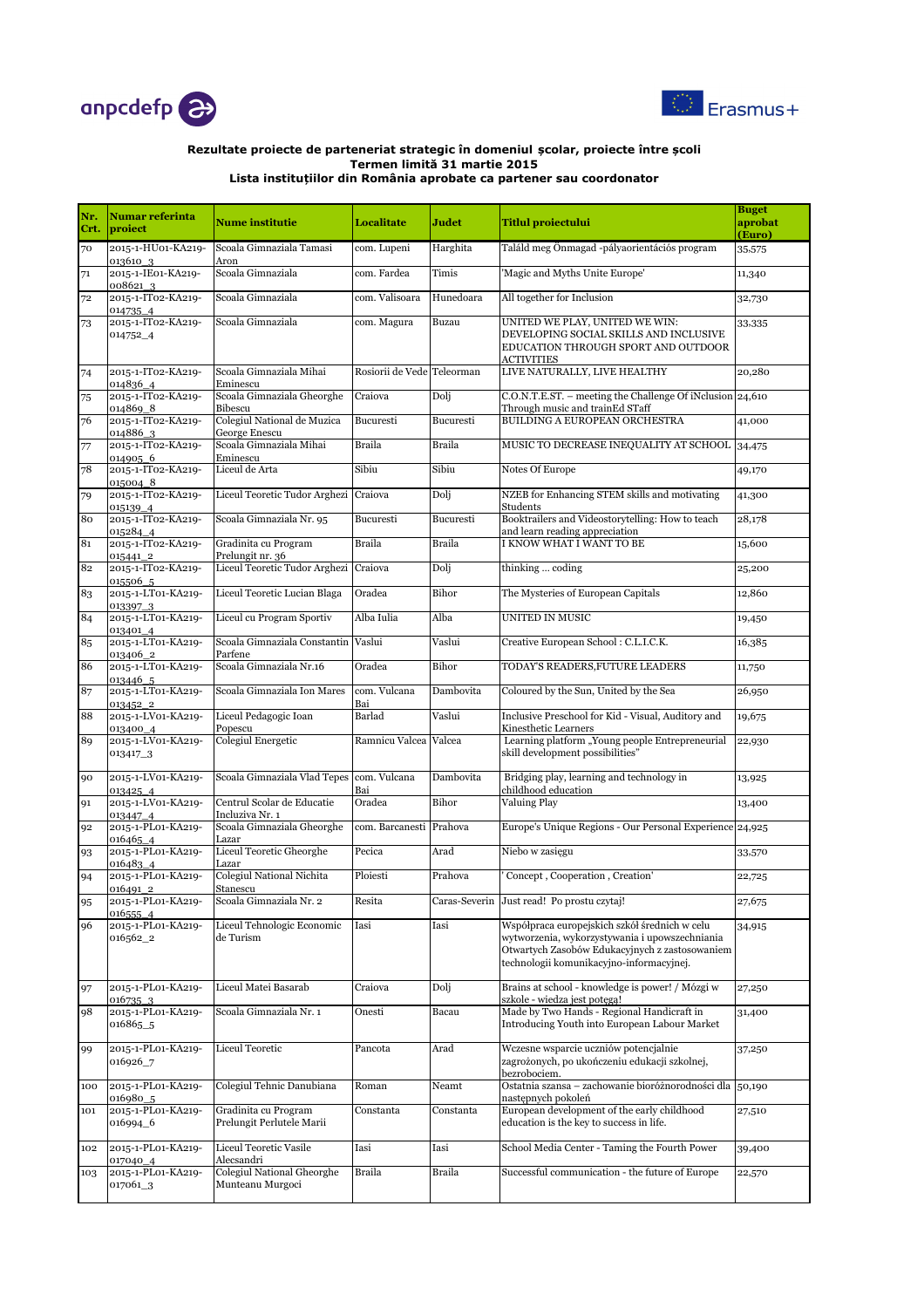**Rezultate proiecte de parteneriat strategic în domeniul școlar, proiecte între școli**
**Termen limită 31 martie 2015**
**Lista instituțiilor din România aprobate ca partener sau coordonator**

| Nr. Crt. | Numar referinta proiect | Nume institutie | Localitate | Judet | Titlul proiectului | Buget aprobat (Euro) |
|---|---|---|---|---|---|---|
| 70 | 2015-1-HU01-KA219-013610_3 | Scoala Gimnaziala Tamasi Aron | com. Lupeni | Harghita | Találd meg Önmagad -pályaorientációs program | 35,575 |
| 71 | 2015-1-IE01-KA219-008621_3 | Scoala Gimnaziala | com. Fardea | Timis | 'Magic and Myths Unite Europe' | 11,340 |
| 72 | 2015-1-IT02-KA219-014735_4 | Scoala Gimnaziala | com. Valisoara | Hunedoara | All together for Inclusion | 32,730 |
| 73 | 2015-1-IT02-KA219-014752_4 | Scoala Gimnaziala | com. Magura | Buzau | UNITED WE PLAY, UNITED WE WIN: DEVELOPING SOCIAL SKILLS AND INCLUSIVE EDUCATION THROUGH SPORT AND OUTDOOR ACTIVITIES | 33,335 |
| 74 | 2015-1-IT02-KA219-014836_4 | Scoala Gimnaziala Mihai Eminescu | Rosiorii de Vede | Teleorman | LIVE NATURALLY, LIVE HEALTHY | 20,280 |
| 75 | 2015-1-IT02-KA219-014869_8 | Scoala Gimnaziala Gheorghe Bibescu | Craiova | Dolj | C.O.N.T.E.ST. – meeting the Challenge Of iNclusion Through music and trainEd STaff | 24,610 |
| 76 | 2015-1-IT02-KA219-014886_3 | Colegiul National de Muzica George Enescu | Bucuresti | Bucuresti | BUILDING A EUROPEAN ORCHESTRA | 41,000 |
| 77 | 2015-1-IT02-KA219-014905_6 | Scoala Gimnaziala Mihai Eminescu | Braila | Braila | MUSIC TO DECREASE INEQUALITY AT SCHOOL | 34,475 |
| 78 | 2015-1-IT02-KA219-015004_8 | Liceul de Arta | Sibiu | Sibiu | Notes Of Europe | 49,170 |
| 79 | 2015-1-IT02-KA219-015139_4 | Liceul Teoretic Tudor Arghezi | Craiova | Dolj | NZEB for Enhancing STEM skills and motivating Students | 41,300 |
| 80 | 2015-1-IT02-KA219-015284_4 | Scoala Gimnaziala Nr. 95 | Bucuresti | Bucuresti | Booktrailers and Videostorytelling: How to teach and learn reading appreciation | 28,178 |
| 81 | 2015-1-IT02-KA219-015441_2 | Gradinita cu Program Prelungit nr. 36 | Braila | Braila | I KNOW WHAT I WANT TO BE | 15,600 |
| 82 | 2015-1-IT02-KA219-015506_5 | Liceul Teoretic Tudor Arghezi | Craiova | Dolj | thinking ... coding | 25,200 |
| 83 | 2015-1-LT01-KA219-013397_3 | Liceul Teoretic Lucian Blaga | Oradea | Bihor | The Mysteries of European Capitals | 12,860 |
| 84 | 2015-1-LT01-KA219-013401_4 | Liceul cu Program Sportiv | Alba Iulia | Alba | UNITED IN MUSIC | 19,450 |
| 85 | 2015-1-LT01-KA219-013406_2 | Scoala Gimnaziala Constantin Parfene | Vaslui | Vaslui | Creative European School : C.L.I.C.K. | 16,385 |
| 86 | 2015-1-LT01-KA219-013446_5 | Scoala Gimnaziala Nr.16 | Oradea | Bihor | TODAY'S READERS,FUTURE LEADERS | 11,750 |
| 87 | 2015-1-LT01-KA219-013452_2 | Scoala Gimnaziala Ion Mares | com. Vulcana Bai | Dambovita | Coloured by the Sun, United by the Sea | 26,950 |
| 88 | 2015-1-LV01-KA219-013400_4 | Liceul Pedagogic Ioan Popescu | Barlad | Vaslui | Inclusive Preschool for Kid - Visual, Auditory and Kinesthetic Learners | 19,675 |
| 89 | 2015-1-LV01-KA219-013417_3 | Colegiul Energetic | Ramnicu Valcea | Valcea | Learning platform „Young people Entrepreneurial skill development possibilities" | 22,930 |
| 90 | 2015-1-LV01-KA219-013425_4 | Scoala Gimnaziala Vlad Tepes | com. Vulcana Bai | Dambovita | Bridging play, learning and technology in childhood education | 13,925 |
| 91 | 2015-1-LV01-KA219-013447_4 | Centrul Scolar de Educatie Incluziva Nr. 1 | Oradea | Bihor | Valuing Play | 13,400 |
| 92 | 2015-1-PL01-KA219-016465_4 | Scoala Gimnaziala Gheorghe Lazar | com. Barcanesti | Prahova | Europe's Unique Regions - Our Personal Experience | 24,925 |
| 93 | 2015-1-PL01-KA219-016483_4 | Liceul Teoretic Gheorghe Lazar | Pecica | Arad | Niebo w zasięgu | 33,570 |
| 94 | 2015-1-PL01-KA219-016491_2 | Colegiul National Nichita Stanescu | Ploiesti | Prahova | ' Concept , Cooperation , Creation' | 22,725 |
| 95 | 2015-1-PL01-KA219-016555_4 | Scoala Gimnaziala Nr. 2 | Resita | Caras-Severin | Just read! Po prostu czytaj! | 27,675 |
| 96 | 2015-1-PL01-KA219-016562_2 | Liceul Tehnologic Economic de Turism | Iasi | Iasi | Współpraca europejskich szkół średnich w celu wytworzenia, wykorzystywania i upowszechniania Otwartych Zasobów Edukacyjnych z zastosowaniem technologii komunikacyjno-informacyjnej. | 34,915 |
| 97 | 2015-1-PL01-KA219-016735_3 | Liceul Matei Basarab | Craiova | Dolj | Brains at school - knowledge is power! / Mózgi w szkole - wiedza jest potęgą! | 27,250 |
| 98 | 2015-1-PL01-KA219-016865_5 | Scoala Gimnaziala Nr. 1 | Onesti | Bacau | Made by Two Hands - Regional Handicraft in Introducing Youth into European Labour Market | 31,400 |
| 99 | 2015-1-PL01-KA219-016926_7 | Liceul Teoretic | Pancota | Arad | Wczesne wsparcie uczniów potencjalnie zagrożonych, po ukończeniu edukacji szkolnej, bezrobociem. | 37,250 |
| 100 | 2015-1-PL01-KA219-016980_5 | Colegiul Tehnic Danubiana | Roman | Neamt | Ostatnia szansa – zachowanie bioróżnorodności dla następnych pokoleń | 50,190 |
| 101 | 2015-1-PL01-KA219-016994_6 | Gradinita cu Program Prelungit Perlutele Marii | Constanta | Constanta | European development of the early childhood education is the key to success in life. | 27,510 |
| 102 | 2015-1-PL01-KA219-017040_4 | Liceul Teoretic Vasile Alecsandri | Iasi | Iasi | School Media Center - Taming the Fourth Power | 39,400 |
| 103 | 2015-1-PL01-KA219-017061_3 | Colegiul National Gheorghe Munteanu Murgoci | Braila | Braila | Successful communication - the future of Europe | 22,570 |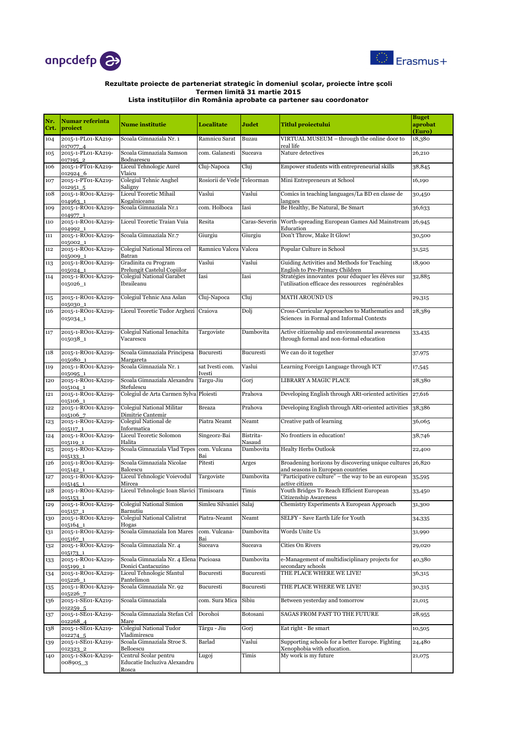**Rezultate proiecte de parteneriat strategic în domeniul școlar, proiecte între școli**
**Termen limită 31 martie 2015**
**Lista instituțiilor din România aprobate ca partener sau coordonator**

| Nr. Crt. | Numar referinta proiect | Nume institutie | Localitate | Judet | Titlul proiectului | Buget aprobat (Euro) |
|---|---|---|---|---|---|---|
| 104 | 2015-1-PL01-KA219-017077_4 | Scoala Gimnaziala Nr. 1 | Ramnicu Sarat | Buzau | VIRTUAL MUSEUM – through the online door to real life | 18,380 |
| 105 | 2015-1-PL01-KA219-017195_2 | Scoala Gimnaziala Samson Bodnarescu | com. Galanesti | Suceava | Nature detectives | 26,210 |
| 106 | 2015-1-PT01-KA219-012924_6 | Liceul Tehnologic Aurel Vlaicu | Cluj-Napoca | Cluj | Empower students with entrepreneurial skills | 38,845 |
| 107 | 2015-1-PT01-KA219-012951_5 | Colegiul Tehnic Anghel Saligny | Rosiorii de Vede | Teleorman | Mini Entrepreneurs at School | 16,190 |
| 108 | 2015-1-RO01-KA219-014963_1 | Liceul Teoretic Mihail Kogalniceanu | Vaslui | Vaslui | Comics in teaching languages/La BD en classe de langues | 30,450 |
| 109 | 2015-1-RO01-KA219-014977_1 | Scoala Gimnaziala Nr.1 | com. Holboca | Iasi | Be Healthy, Be Natural, Be Smart | 36,633 |
| 110 | 2015-1-RO01-KA219-014992_1 | Liceul Teoretic Traian Vuia | Resita | Caras-Severin | Worth-spreading European Games Aid Mainstream Education | 26,945 |
| 111 | 2015-1-RO01-KA219-015002_1 | Scoala Gimnaziala Nr.7 | Giurgiu | Giurgiu | Don't Throw, Make It Glow! | 30,500 |
| 112 | 2015-1-RO01-KA219-015009_1 | Colegiul National Mircea cel Batran | Ramnicu Valcea | Valcea | Popular Culture in School | 31,525 |
| 113 | 2015-1-RO01-KA219-015024_1 | Gradinita cu Program Prelungit Castelul Copiilor | Vaslui | Vaslui | Guiding Activities and Methods for Teaching English to Pre-Primary Children | 18,900 |
| 114 | 2015-1-RO01-KA219-015026_1 | Colegiul National Garabet Ibraileanu | Iasi | Iasi | Stratégies innovantes pour éduquer les élèves sur l'utilisation efficace des ressources regénérables | 32,885 |
| 115 | 2015-1-RO01-KA219-015030_1 | Colegiul Tehnic Ana Aslan | Cluj-Napoca | Cluj | MATH AROUND US | 29,315 |
| 116 | 2015-1-RO01-KA219-015034_1 | Liceul Teoretic Tudor Arghezi | Craiova | Dolj | Cross-Curricular Approaches to Mathematics and Sciences in Formal and Informal Contexts | 28,389 |
| 117 | 2015-1-RO01-KA219-015038_1 | Colegiul National Ienachita Vacarescu | Targoviste | Dambovita | Active citizenship and environmental awareness through formal and non-formal education | 33,435 |
| 118 | 2015-1-RO01-KA219-015080_1 | Scoala Gimnaziala Principesa Margareta | Bucuresti | Bucuresti | We can do it together | 37,975 |
| 119 | 2015-1-RO01-KA219-015095_1 | Scoala Gimnaziala Nr. 1 | sat Ivesti com. Ivesti | Vaslui | Learning Foreign Language through ICT | 17,545 |
| 120 | 2015-1-RO01-KA219-015104_1 | Scoala Gimnaziala Alexandru Stefulescu | Targu-Jiu | Gorj | LIBRARY A MAGIC PLACE | 28,380 |
| 121 | 2015-1-RO01-KA219-015106_1 | Colegiul de Arta Carmen Sylva | Ploiesti | Prahova | Developing English through ARt-oriented activities | 27,616 |
| 122 | 2015-1-RO01-KA219-015106_7 | Colegiul National Militar Dimitrie Cantemir | Breaza | Prahova | Developing English through ARt-oriented activities | 38,386 |
| 123 | 2015-1-RO01-KA219-015117_1 | Colegiul National de Informatica | Piatra Neamt | Neamt | Creative path of learning | 36,065 |
| 124 | 2015-1-RO01-KA219-015119_1 | Liceul Teoretic Solomon Halita | Singeorz-Bai | Bistrita-Nasaud | No frontiers in education! | 38,746 |
| 125 | 2015-1-RO01-KA219-015133_1 | Scoala Gimnaziala Vlad Tepes | com. Vulcana Bai | Dambovita | Healty Herbs Outlook | 22,400 |
| 126 | 2015-1-RO01-KA219-015142_1 | Scoala Gimnaziala Nicolae Balcescu | Pitesti | Arges | Broadening horizons by discovering unique cultures and seasons in European countries | 26,820 |
| 127 | 2015-1-RO01-KA219-015145_1 | Liceul Tehnologic Voievodul Mircea | Targoviste | Dambovita | "Participative culture" – the way to be an european active citizen | 35,595 |
| 128 | 2015-1-RO01-KA219-015153_1 | Liceul Tehnologic Ioan Slavici | Timisoara | Timis | Youth Bridges To Reach Efficient European Citizenship Awareness | 33,450 |
| 129 | 2015-1-RO01-KA219-015157_1 | Colegiul National Simion Barnutiu | Simleu Silvaniei | Salaj | Chemistry Experiments A European Approach | 31,300 |
| 130 | 2015-1-RO01-KA219-015164_1 | Colegiul National Calistrat Hogas | Piatra-Neamt | Neamt | SELFY - Save Earth Life for Youth | 34,335 |
| 131 | 2015-1-RO01-KA219-015167_1 | Scoala Gimnaziala Ion Mares | com. Vulcana-Bai | Dambovita | Words Unite Us | 31,990 |
| 132 | 2015-1-RO01-KA219-015173_1 | Scoala Gimnaziala Nr. 4 | Suceava | Suceava | Cities On Rivers | 29,020 |
| 133 | 2015-1-RO01-KA219-015199_1 | Scoala Gimnaziala Nr. 4 Elena Donici Cantacuzino | Pucioasa | Dambovita | e-Management of multidisciplinary projects for secondary schools | 40,380 |
| 134 | 2015-1-RO01-KA219-015226_1 | Liceul Tehnologic Sfantul Pantelimon | Bucuresti | Bucuresti | THE PLACE WHERE WE LIVE! | 36,315 |
| 135 | 2015-1-RO01-KA219-015226_7 | Scoala Gimnaziala Nr. 92 | Bucuresti | Bucuresti | THE PLACE WHERE WE LIVE! | 30,315 |
| 136 | 2015-1-SE01-KA219-012259_5 | Scoala Gimnaziala | com. Sura Mica | Sibiu | Between yesterday and tomorrow | 21,015 |
| 137 | 2015-1-SE01-KA219-012268_4 | Scoala Gimnaziala Stefan Cel Mare | Dorohoi | Botosani | SAGAS FROM PAST TO THE FUTURE | 28,955 |
| 138 | 2015-1-SE01-KA219-012274_5 | Colegiul National Tudor Vladimirescu | Târgu - Jiu | Gorj | Eat right - Be smart | 10,505 |
| 139 | 2015-1-SE01-KA219-012323_2 | Scoala Gimnaziala Stroe S. Belloescu | Barlad | Vaslui | Supporting schools for a better Europe. Fighting Xenophobia with education. | 24,480 |
| 140 | 2015-1-SK01-KA219-008905_3 | Centrul Scolar pentru Educatie Incluziva Alexandru Rosca | Lugoj | Timis | My work is my future | 21,075 |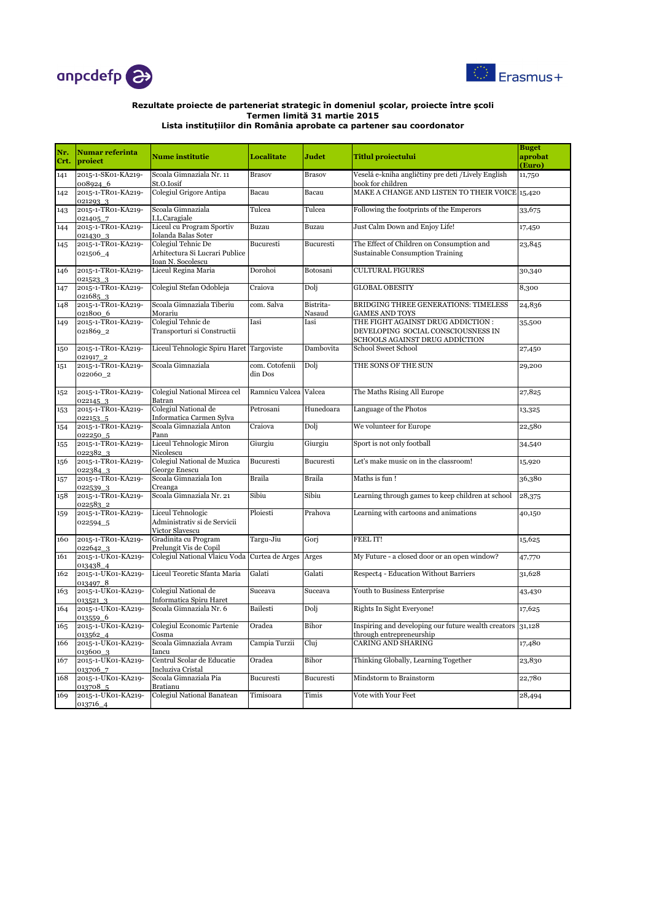### Rezultate proiecte de parteneriat strategic în domeniul școlar, proiecte între școli
### Termen limită 31 martie 2015
### Lista instituțiilor din România aprobate ca partener sau coordonator

| Nr. Crt. | Numar referinta proiect | Nume institutie | Localitate | Judet | Titlul proiectului | Buget aprobat (Euro) |
|---|---|---|---|---|---|---|
| 141 | 2015-1-SK01-KA219-008924_6 | Scoala Gimnaziala Nr. 11 St.O.Iosif | Brasov | Brasov | Veselá e-kniha angličtiny pre deti /Lively English book for children | 11,750 |
| 142 | 2015-1-TR01-KA219-021293_3 | Colegiul Grigore Antipa | Bacau | Bacau | MAKE A CHANGE AND LISTEN TO THEIR VOICE | 15,420 |
| 143 | 2015-1-TR01-KA219-021405_7 | Scoala Gimnaziala I.L.Caragiale | Tulcea | Tulcea | Following the footprints of the Emperors | 33,675 |
| 144 | 2015-1-TR01-KA219-021430_3 | Liceul cu Program Sportiv Iolanda Balas Soter | Buzau | Buzau | Just Calm Down and Enjoy Life! | 17,450 |
| 145 | 2015-1-TR01-KA219-021506_4 | Colegiul Tehnic De Arhitectura Si Lucrari Publice Ioan N. Socolescu | Bucuresti | Bucuresti | The Effect of Children on Consumption and Sustainable Consumption Training | 23,845 |
| 146 | 2015-1-TR01-KA219-021523_3 | Liceul Regina Maria | Dorohoi | Botosani | CULTURAL FIGURES | 30,340 |
| 147 | 2015-1-TR01-KA219-021685_3 | Colegiul Stefan Odobleja | Craiova | Dolj | GLOBAL OBESITY | 8,300 |
| 148 | 2015-1-TR01-KA219-021800_6 | Scoala Gimnaziala Tiberiu Morariu | com. Salva | Bistrita-Nasaud | BRIDGING THREE GENERATIONS: TIMELESS GAMES AND TOYS | 24,836 |
| 149 | 2015-1-TR01-KA219-021869_2 | Colegiul Tehnic de Transporturi si Constructii | Iasi | Iasi | THE FIGHT AGAINST DRUG ADDICTION : DEVELOPING SOCIAL CONSCIOUSNESS IN SCHOOLS AGAINST DRUG ADDİCTION | 35,500 |
| 150 | 2015-1-TR01-KA219-021917_2 | Liceul Tehnologic Spiru Haret | Targoviste | Dambovita | School Sweet School | 27,450 |
| 151 | 2015-1-TR01-KA219-022060_2 | Scoala Gimnaziala | com. Cotofenii din Dos | Dolj | THE SONS OF THE SUN | 29,200 |
| 152 | 2015-1-TR01-KA219-022145_3 | Colegiul National Mircea cel Batran | Ramnicu Valcea | Valcea | The Maths Rising All Europe | 27,825 |
| 153 | 2015-1-TR01-KA219-022153_5 | Colegiul National de Informatica Carmen Sylva | Petrosani | Hunedoara | Language of the Photos | 13,325 |
| 154 | 2015-1-TR01-KA219-022250_5 | Scoala Gimnaziala Anton Pann | Craiova | Dolj | We volunteer for Europe | 22,580 |
| 155 | 2015-1-TR01-KA219-022382_3 | Liceul Tehnologic Miron Nicolescu | Giurgiu | Giurgiu | Sport is not only football | 34,540 |
| 156 | 2015-1-TR01-KA219-022384_3 | Colegiul National de Muzica George Enescu | Bucuresti | Bucuresti | Let's make music on in the classroom! | 15,920 |
| 157 | 2015-1-TR01-KA219-022539_3 | Scoala Gimnaziala Ion Creanga | Braila | Braila | Maths is fun ! | 36,380 |
| 158 | 2015-1-TR01-KA219-022583_2 | Scoala Gimnaziala Nr. 21 | Sibiu | Sibiu | Learning through games to keep children at school | 28,375 |
| 159 | 2015-1-TR01-KA219-022594_5 | Liceul Tehnologic Administrativ si de Servicii Victor Slavescu | Ploiesti | Prahova | Learning with cartoons and animations | 40,150 |
| 160 | 2015-1-TR01-KA219-022642_3 | Gradinita cu Program Prelungit Vis de Copil | Targu-Jiu | Gorj | FEEL IT! | 15,625 |
| 161 | 2015-1-UK01-KA219-013438_4 | Colegiul National Vlaicu Voda | Curtea de Arges | Arges | My Future - a closed door or an open window? | 47,770 |
| 162 | 2015-1-UK01-KA219-013497_8 | Liceul Teoretic Sfanta Maria | Galati | Galati | Respect4 - Education Without Barriers | 31,628 |
| 163 | 2015-1-UK01-KA219-013521_3 | Colegiul National de Informatica Spiru Haret | Suceava | Suceava | Youth to Business Enterprise | 43,430 |
| 164 | 2015-1-UK01-KA219-013559_6 | Scoala Gimnaziala Nr. 6 | Bailesti | Dolj | Rights In Sight Everyone! | 17,625 |
| 165 | 2015-1-UK01-KA219-013562_4 | Colegiul Economic Partenie Cosma | Oradea | Bihor | Inspiring and developing our future wealth creators through entrepreneurship | 31,128 |
| 166 | 2015-1-UK01-KA219-013600_3 | Scoala Gimnaziala Avram Iancu | Campia Turzii | Cluj | CARING AND SHARING | 17,480 |
| 167 | 2015-1-UK01-KA219-013706_7 | Centrul Scolar de Educatie Incluziva Cristal | Oradea | Bihor | Thinking Globally, Learning Together | 23,830 |
| 168 | 2015-1-UK01-KA219-013708_5 | Scoala Gimnaziala Pia Bratianu | Bucuresti | Bucuresti | Mindstorm to Brainstorm | 22,780 |
| 169 | 2015-1-UK01-KA219-013716_4 | Colegiul National Banatean | Timisoara | Timis | Vote with Your Feet | 28,494 |